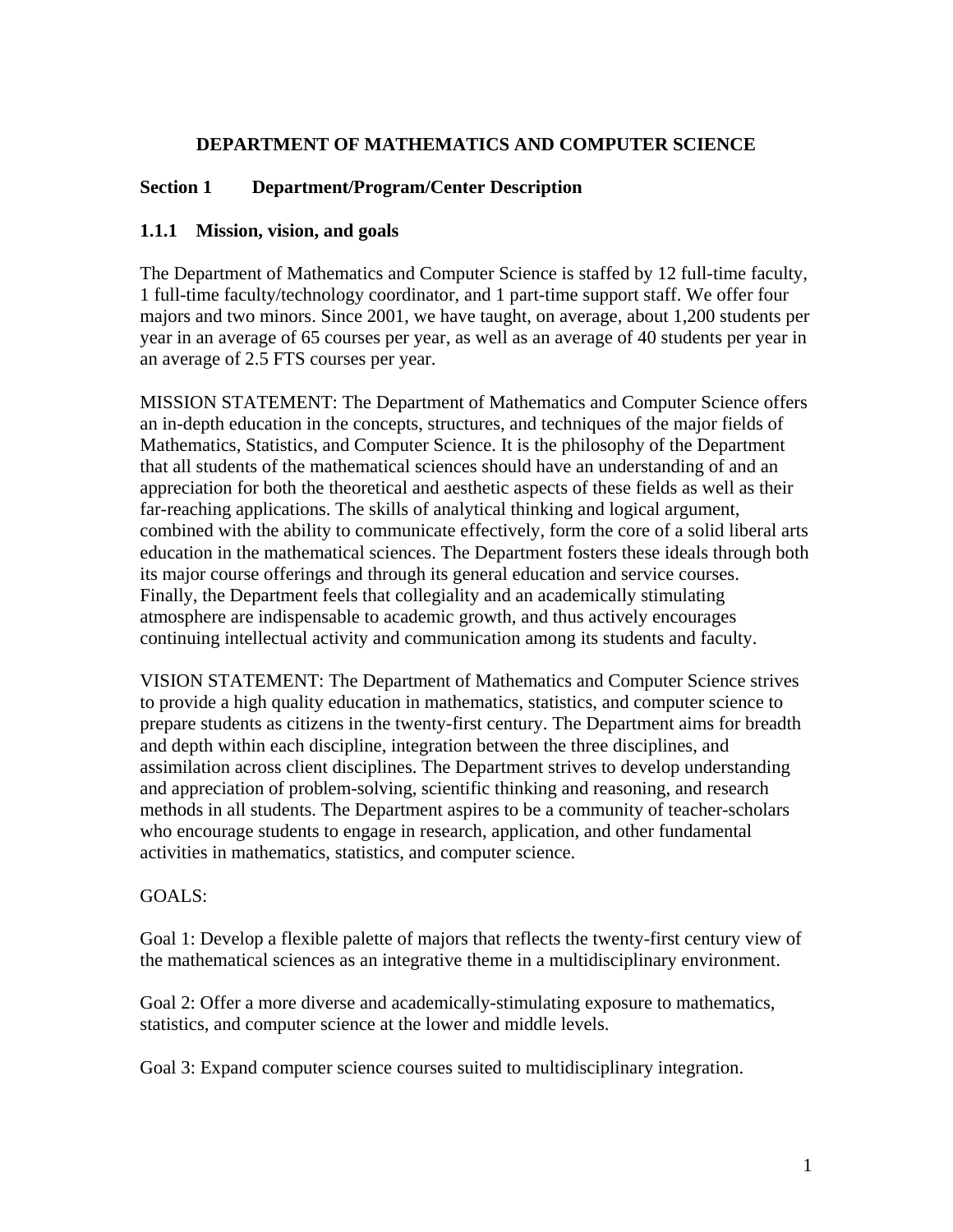# DEPARTMENT OF MATHEMATICS AND COMPUTER SCIENCE

## Section 1 Department/Program/Center Description

### 1.1.1 Mission, vision, and goals

The Department of Mathematics and Computer Science is staffed by 12 full-time faculty, 1 full-time faculty/technology coordinator, and 1 part-time support staff. We offer four majors and two minors. Since 2001, we have taught, on average, about 1,200 students per year in an average of 65 courses per year, as well as an average of 40 students per year in an average of 2.5 FTS courses per year.

MISSION STATEMENT: The Department of Mathematics and Computer Science offers an in-depth education in the concepts, structures, and techniques of the major fields of Mathematics, Statistics, and Computer Science. It is the philosophy of the Department that all students of the mathematical sciences should have an understanding of and an appreciation for both the theoretical and aesthetic aspects of these fields as well as their far-reaching applications. The skills of analytical thinking and logical argument, combined with the ability to communicate effectively, form the core of a solid liberal arts education in the mathematical sciences. The Department fosters these ideals through both its major course offerings and through its general education and service courses. Finally, the Department feels that collegiality and an academically stimulating atmosphere are indispensable to academic growth, and thus actively encourages continuing intellectual activity and communication among its students and faculty.

VISION STATEMENT: The Department of Mathematics and Computer Science strives to provide a high quality education in mathematics, statistics, and computer science to prepare students as citizens in the twenty-first century. The Department aims for breadth and depth within each discipline, integration between the three disciplines, and assimilation across client disciplines. The Department strives to develop understanding and appreciation of problem-solving, scientific thinking and reasoning, and research methods in all students. The Department aspires to be a community of teacher-scholars who encourage students to engage in research, application, and other fundamental activities in mathematics, statistics, and computer science.

GOALS:

Goal 1: Develop a flexible palette of majors that reflects the twenty-first century view of the mathematical sciences as an integrative theme in a multidisciplinary environment.

Goal 2: Offer a more diverse and academically-stimulating exposure to mathematics, statistics, and computer science at the lower and middle levels.

Goal 3: Expand computer science courses suited to multidisciplinary integration.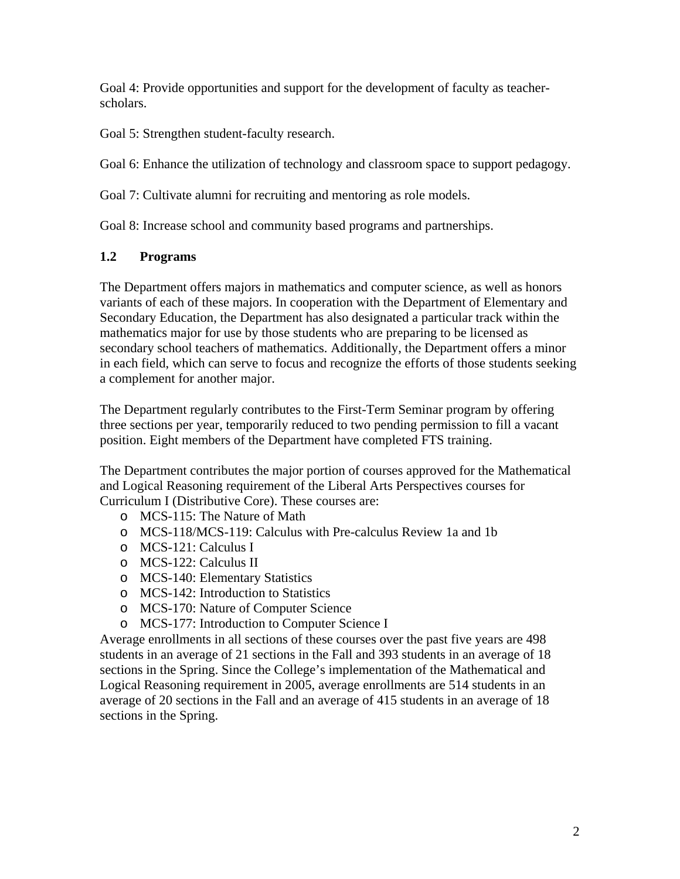Goal 4: Provide opportunities and support for the development of faculty as teacher-scholars.

Goal 5: Strengthen student-faculty research.

Goal 6: Enhance the utilization of technology and classroom space to support pedagogy.

Goal 7: Cultivate alumni for recruiting and mentoring as role models.

Goal 8: Increase school and community based programs and partnerships.

## 1.2 Programs

The Department offers majors in mathematics and computer science, as well as honors variants of each of these majors. In cooperation with the Department of Elementary and Secondary Education, the Department has also designated a particular track within the mathematics major for use by those students who are preparing to be licensed as secondary school teachers of mathematics. Additionally, the Department offers a minor in each field, which can serve to focus and recognize the efforts of those students seeking a complement for another major.

The Department regularly contributes to the First-Term Seminar program by offering three sections per year, temporarily reduced to two pending permission to fill a vacant position. Eight members of the Department have completed FTS training.

The Department contributes the major portion of courses approved for the Mathematical and Logical Reasoning requirement of the Liberal Arts Perspectives courses for Curriculum I (Distributive Core). These courses are:

- MCS-115: The Nature of Math
- MCS-118/MCS-119: Calculus with Pre-calculus Review 1a and 1b
- MCS-121: Calculus I
- MCS-122: Calculus II
- MCS-140: Elementary Statistics
- MCS-142: Introduction to Statistics
- MCS-170: Nature of Computer Science
- MCS-177: Introduction to Computer Science I

Average enrollments in all sections of these courses over the past five years are 498 students in an average of 21 sections in the Fall and 393 students in an average of 18 sections in the Spring. Since the College's implementation of the Mathematical and Logical Reasoning requirement in 2005, average enrollments are 514 students in an average of 20 sections in the Fall and an average of 415 students in an average of 18 sections in the Spring.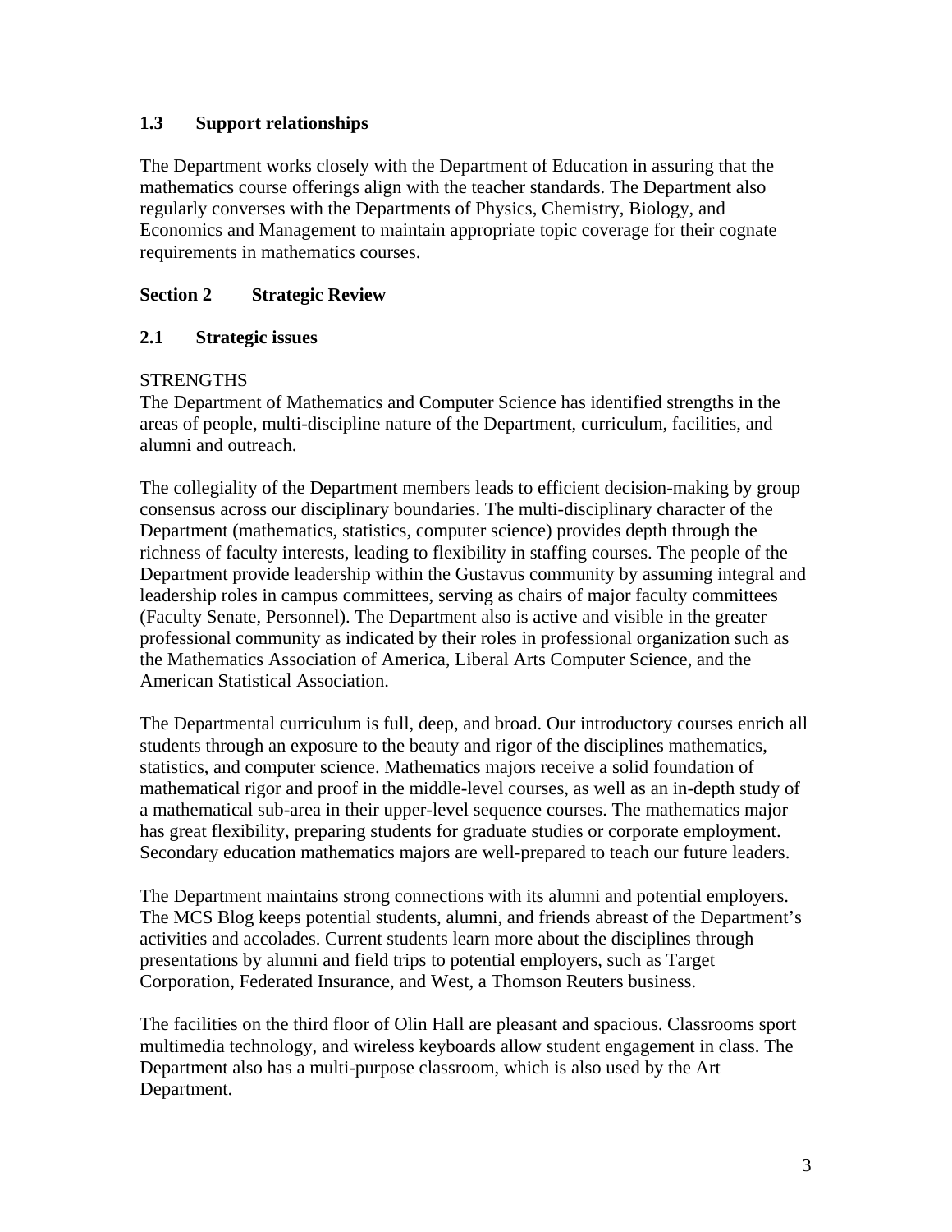### 1.3 Support relationships

The Department works closely with the Department of Education in assuring that the mathematics course offerings align with the teacher standards. The Department also regularly converses with the Departments of Physics, Chemistry, Biology, and Economics and Management to maintain appropriate topic coverage for their cognate requirements in mathematics courses.

## Section 2 Strategic Review

### 2.1 Strategic issues

STRENGTHS

The Department of Mathematics and Computer Science has identified strengths in the areas of people, multi-discipline nature of the Department, curriculum, facilities, and alumni and outreach.

The collegiality of the Department members leads to efficient decision-making by group consensus across our disciplinary boundaries. The multi-disciplinary character of the Department (mathematics, statistics, computer science) provides depth through the richness of faculty interests, leading to flexibility in staffing courses. The people of the Department provide leadership within the Gustavus community by assuming integral and leadership roles in campus committees, serving as chairs of major faculty committees (Faculty Senate, Personnel). The Department also is active and visible in the greater professional community as indicated by their roles in professional organization such as the Mathematics Association of America, Liberal Arts Computer Science, and the American Statistical Association.

The Departmental curriculum is full, deep, and broad. Our introductory courses enrich all students through an exposure to the beauty and rigor of the disciplines mathematics, statistics, and computer science. Mathematics majors receive a solid foundation of mathematical rigor and proof in the middle-level courses, as well as an in-depth study of a mathematical sub-area in their upper-level sequence courses. The mathematics major has great flexibility, preparing students for graduate studies or corporate employment. Secondary education mathematics majors are well-prepared to teach our future leaders.

The Department maintains strong connections with its alumni and potential employers. The MCS Blog keeps potential students, alumni, and friends abreast of the Department's activities and accolades. Current students learn more about the disciplines through presentations by alumni and field trips to potential employers, such as Target Corporation, Federated Insurance, and West, a Thomson Reuters business.

The facilities on the third floor of Olin Hall are pleasant and spacious. Classrooms sport multimedia technology, and wireless keyboards allow student engagement in class. The Department also has a multi-purpose classroom, which is also used by the Art Department.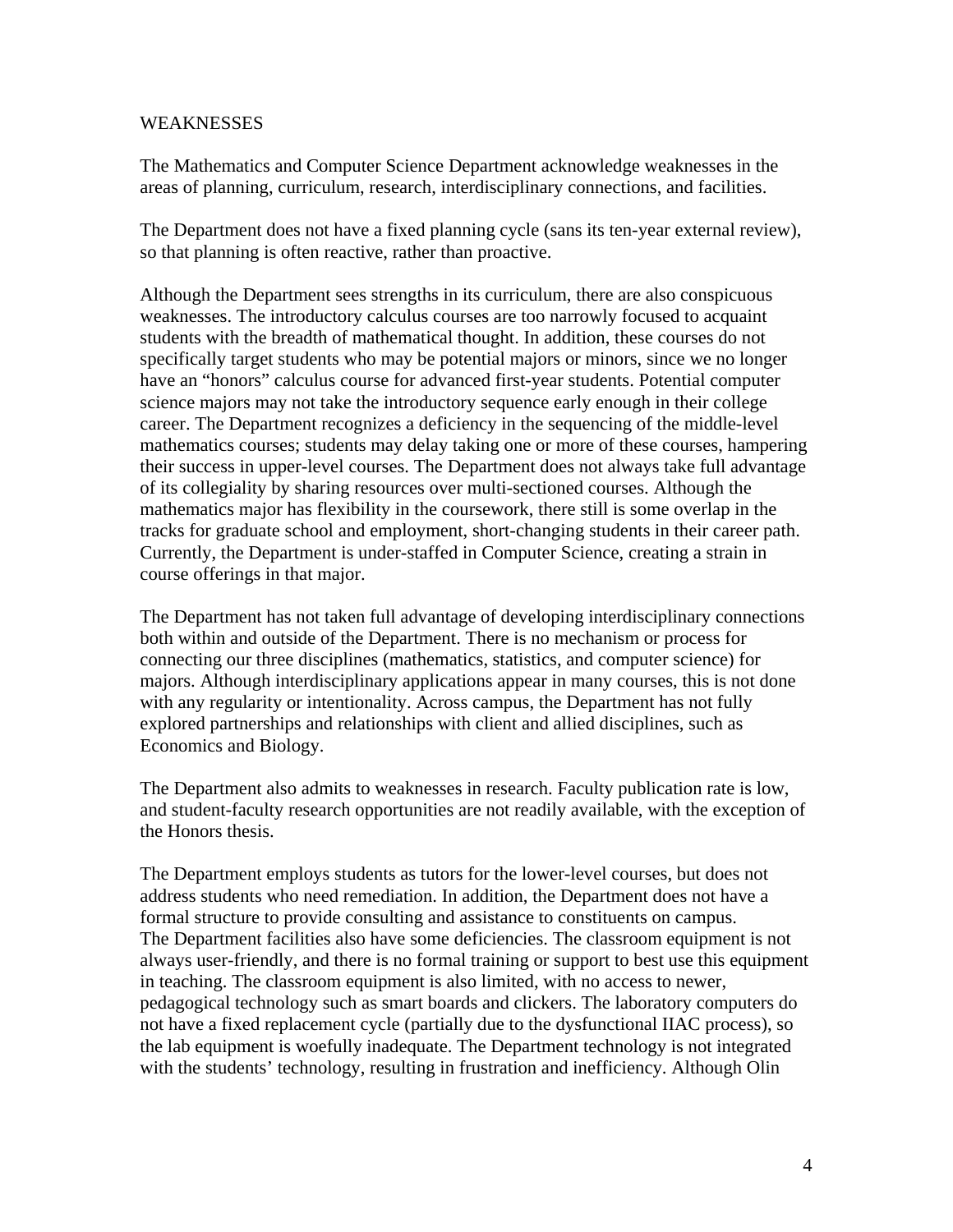## WEAKNESSES

The Mathematics and Computer Science Department acknowledge weaknesses in the areas of planning, curriculum, research, interdisciplinary connections, and facilities.

The Department does not have a fixed planning cycle (sans its ten-year external review), so that planning is often reactive, rather than proactive.

Although the Department sees strengths in its curriculum, there are also conspicuous weaknesses. The introductory calculus courses are too narrowly focused to acquaint students with the breadth of mathematical thought. In addition, these courses do not specifically target students who may be potential majors or minors, since we no longer have an "honors" calculus course for advanced first-year students. Potential computer science majors may not take the introductory sequence early enough in their college career. The Department recognizes a deficiency in the sequencing of the middle-level mathematics courses; students may delay taking one or more of these courses, hampering their success in upper-level courses. The Department does not always take full advantage of its collegiality by sharing resources over multi-sectioned courses. Although the mathematics major has flexibility in the coursework, there still is some overlap in the tracks for graduate school and employment, short-changing students in their career path. Currently, the Department is under-staffed in Computer Science, creating a strain in course offerings in that major.

The Department has not taken full advantage of developing interdisciplinary connections both within and outside of the Department. There is no mechanism or process for connecting our three disciplines (mathematics, statistics, and computer science) for majors. Although interdisciplinary applications appear in many courses, this is not done with any regularity or intentionality. Across campus, the Department has not fully explored partnerships and relationships with client and allied disciplines, such as Economics and Biology.

The Department also admits to weaknesses in research. Faculty publication rate is low, and student-faculty research opportunities are not readily available, with the exception of the Honors thesis.

The Department employs students as tutors for the lower-level courses, but does not address students who need remediation. In addition, the Department does not have a formal structure to provide consulting and assistance to constituents on campus.
The Department facilities also have some deficiencies. The classroom equipment is not always user-friendly, and there is no formal training or support to best use this equipment in teaching. The classroom equipment is also limited, with no access to newer, pedagogical technology such as smart boards and clickers. The laboratory computers do not have a fixed replacement cycle (partially due to the dysfunctional IIAC process), so the lab equipment is woefully inadequate. The Department technology is not integrated with the students' technology, resulting in frustration and inefficiency. Although Olin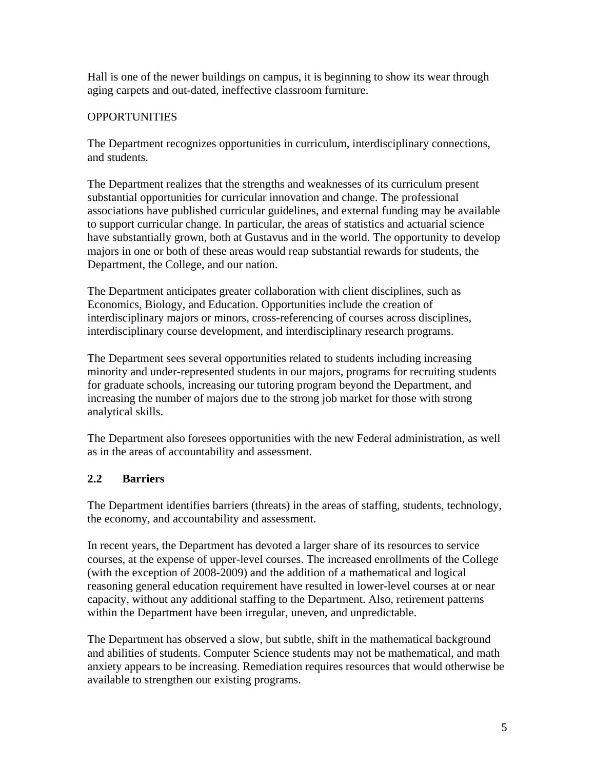Hall is one of the newer buildings on campus, it is beginning to show its wear through aging carpets and out-dated, ineffective classroom furniture.

OPPORTUNITIES

The Department recognizes opportunities in curriculum, interdisciplinary connections, and students.

The Department realizes that the strengths and weaknesses of its curriculum present substantial opportunities for curricular innovation and change. The professional associations have published curricular guidelines, and external funding may be available to support curricular change. In particular, the areas of statistics and actuarial science have substantially grown, both at Gustavus and in the world. The opportunity to develop majors in one or both of these areas would reap substantial rewards for students, the Department, the College, and our nation.

The Department anticipates greater collaboration with client disciplines, such as Economics, Biology, and Education. Opportunities include the creation of interdisciplinary majors or minors, cross-referencing of courses across disciplines, interdisciplinary course development, and interdisciplinary research programs.

The Department sees several opportunities related to students including increasing minority and under-represented students in our majors, programs for recruiting students for graduate schools, increasing our tutoring program beyond the Department, and increasing the number of majors due to the strong job market for those with strong analytical skills.

The Department also foresees opportunities with the new Federal administration, as well as in the areas of accountability and assessment.

## 2.2 Barriers

The Department identifies barriers (threats) in the areas of staffing, students, technology, the economy, and accountability and assessment.

In recent years, the Department has devoted a larger share of its resources to service courses, at the expense of upper-level courses. The increased enrollments of the College (with the exception of 2008-2009) and the addition of a mathematical and logical reasoning general education requirement have resulted in lower-level courses at or near capacity, without any additional staffing to the Department. Also, retirement patterns within the Department have been irregular, uneven, and unpredictable.

The Department has observed a slow, but subtle, shift in the mathematical background and abilities of students. Computer Science students may not be mathematical, and math anxiety appears to be increasing. Remediation requires resources that would otherwise be available to strengthen our existing programs.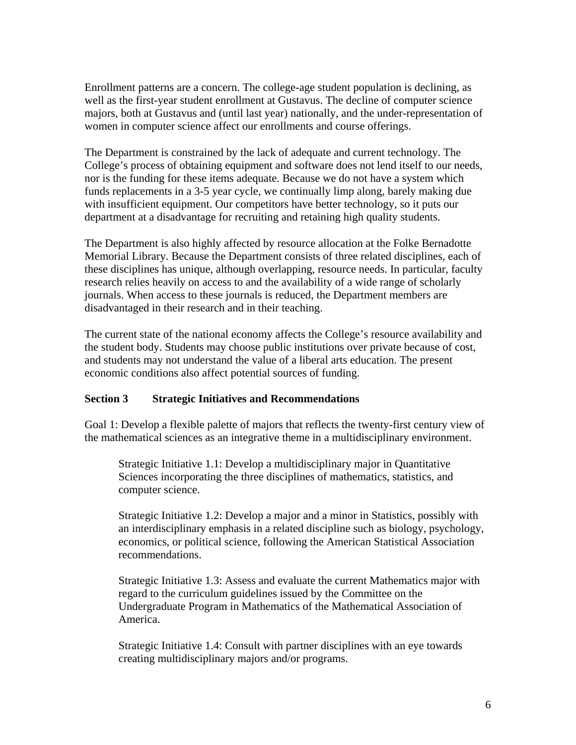Enrollment patterns are a concern. The college-age student population is declining, as well as the first-year student enrollment at Gustavus. The decline of computer science majors, both at Gustavus and (until last year) nationally, and the under-representation of women in computer science affect our enrollments and course offerings.

The Department is constrained by the lack of adequate and current technology. The College's process of obtaining equipment and software does not lend itself to our needs, nor is the funding for these items adequate. Because we do not have a system which funds replacements in a 3-5 year cycle, we continually limp along, barely making due with insufficient equipment. Our competitors have better technology, so it puts our department at a disadvantage for recruiting and retaining high quality students.

The Department is also highly affected by resource allocation at the Folke Bernadotte Memorial Library. Because the Department consists of three related disciplines, each of these disciplines has unique, although overlapping, resource needs. In particular, faculty research relies heavily on access to and the availability of a wide range of scholarly journals. When access to these journals is reduced, the Department members are disadvantaged in their research and in their teaching.

The current state of the national economy affects the College's resource availability and the student body. Students may choose public institutions over private because of cost, and students may not understand the value of a liberal arts education. The present economic conditions also affect potential sources of funding.

## Section 3 Strategic Initiatives and Recommendations

Goal 1: Develop a flexible palette of majors that reflects the twenty-first century view of the mathematical sciences as an integrative theme in a multidisciplinary environment.

> Strategic Initiative 1.1: Develop a multidisciplinary major in Quantitative Sciences incorporating the three disciplines of mathematics, statistics, and computer science.
>
> Strategic Initiative 1.2: Develop a major and a minor in Statistics, possibly with an interdisciplinary emphasis in a related discipline such as biology, psychology, economics, or political science, following the American Statistical Association recommendations.
>
> Strategic Initiative 1.3: Assess and evaluate the current Mathematics major with regard to the curriculum guidelines issued by the Committee on the Undergraduate Program in Mathematics of the Mathematical Association of America.
>
> Strategic Initiative 1.4: Consult with partner disciplines with an eye towards creating multidisciplinary majors and/or programs.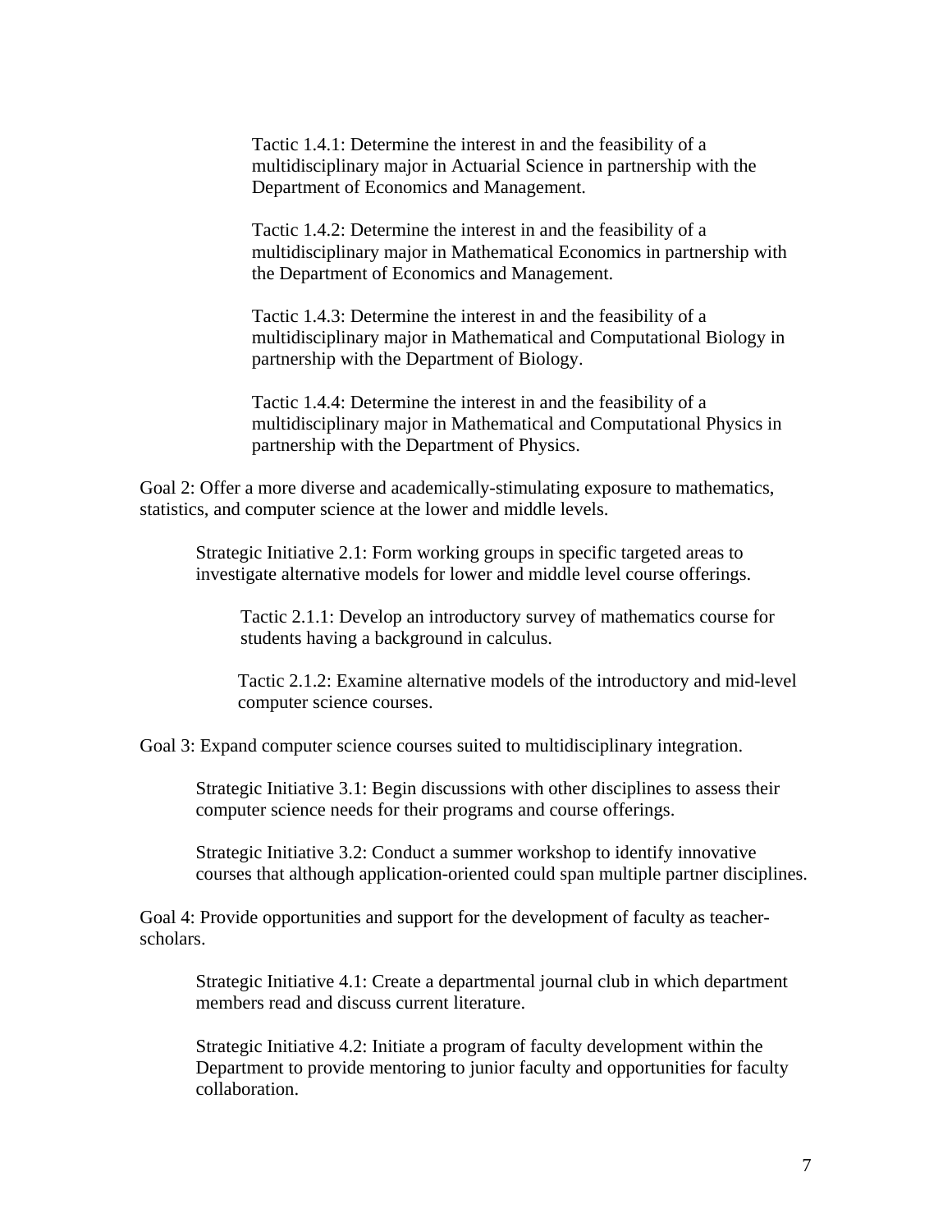Tactic 1.4.1: Determine the interest in and the feasibility of a multidisciplinary major in Actuarial Science in partnership with the Department of Economics and Management.

Tactic 1.4.2: Determine the interest in and the feasibility of a multidisciplinary major in Mathematical Economics in partnership with the Department of Economics and Management.

Tactic 1.4.3: Determine the interest in and the feasibility of a multidisciplinary major in Mathematical and Computational Biology in partnership with the Department of Biology.

Tactic 1.4.4: Determine the interest in and the feasibility of a multidisciplinary major in Mathematical and Computational Physics in partnership with the Department of Physics.

Goal 2: Offer a more diverse and academically-stimulating exposure to mathematics, statistics, and computer science at the lower and middle levels.

Strategic Initiative 2.1: Form working groups in specific targeted areas to investigate alternative models for lower and middle level course offerings.

Tactic 2.1.1: Develop an introductory survey of mathematics course for students having a background in calculus.

Tactic 2.1.2: Examine alternative models of the introductory and mid-level computer science courses.

Goal 3: Expand computer science courses suited to multidisciplinary integration.

Strategic Initiative 3.1: Begin discussions with other disciplines to assess their computer science needs for their programs and course offerings.

Strategic Initiative 3.2: Conduct a summer workshop to identify innovative courses that although application-oriented could span multiple partner disciplines.

Goal 4: Provide opportunities and support for the development of faculty as teacher-scholars.

Strategic Initiative 4.1: Create a departmental journal club in which department members read and discuss current literature.

Strategic Initiative 4.2: Initiate a program of faculty development within the Department to provide mentoring to junior faculty and opportunities for faculty collaboration.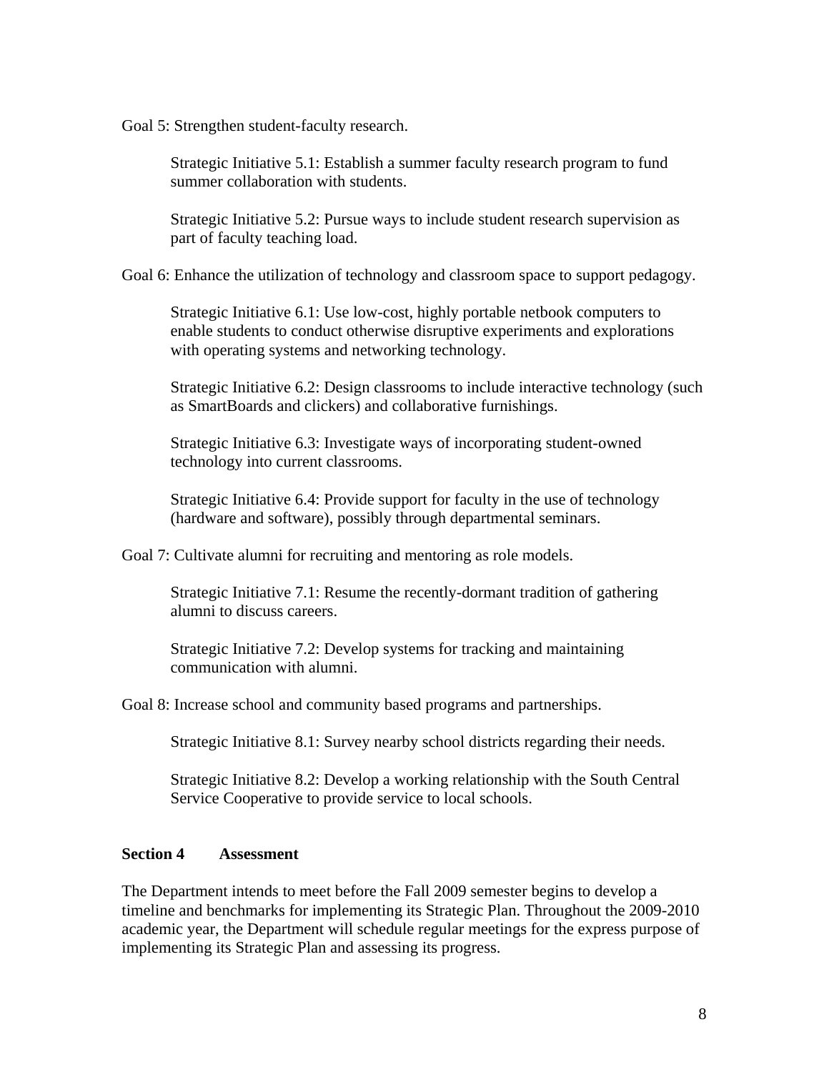Goal 5: Strengthen student-faculty research.

Strategic Initiative 5.1: Establish a summer faculty research program to fund summer collaboration with students.

Strategic Initiative 5.2: Pursue ways to include student research supervision as part of faculty teaching load.

Goal 6: Enhance the utilization of technology and classroom space to support pedagogy.

Strategic Initiative 6.1: Use low-cost, highly portable netbook computers to enable students to conduct otherwise disruptive experiments and explorations with operating systems and networking technology.

Strategic Initiative 6.2: Design classrooms to include interactive technology (such as SmartBoards and clickers) and collaborative furnishings.

Strategic Initiative 6.3: Investigate ways of incorporating student-owned technology into current classrooms.

Strategic Initiative 6.4: Provide support for faculty in the use of technology (hardware and software), possibly through departmental seminars.

Goal 7: Cultivate alumni for recruiting and mentoring as role models.

Strategic Initiative 7.1: Resume the recently-dormant tradition of gathering alumni to discuss careers.

Strategic Initiative 7.2: Develop systems for tracking and maintaining communication with alumni.

Goal 8: Increase school and community based programs and partnerships.

Strategic Initiative 8.1: Survey nearby school districts regarding their needs.

Strategic Initiative 8.2: Develop a working relationship with the South Central Service Cooperative to provide service to local schools.

## Section 4 Assessment

The Department intends to meet before the Fall 2009 semester begins to develop a timeline and benchmarks for implementing its Strategic Plan. Throughout the 2009-2010 academic year, the Department will schedule regular meetings for the express purpose of implementing its Strategic Plan and assessing its progress.